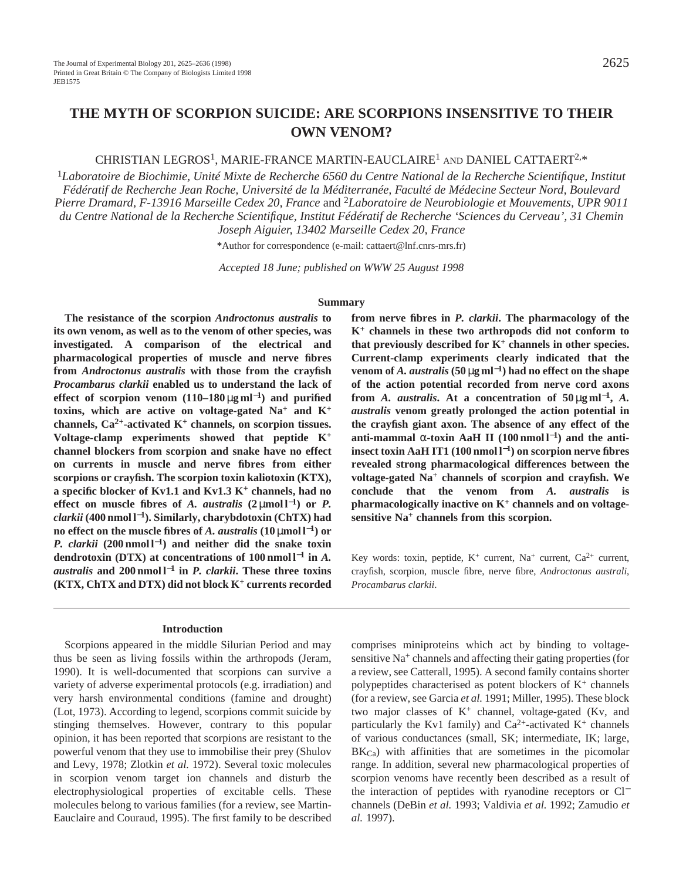# THE MYTH OF SCORPION SUICIDE: ARE SCORPIONS INSENSITIVE TO THEIR OWN VENOM?

CHRISTIAN LEGROS[1], MARIE-FRANCE MARTIN-EAUCLAIRE[1] AND DANIEL CATTAERT[2,*]

[1]*Laboratoire de Biochimie, Unité Mixte de Recherche 6560 du Centre National de la Recherche Scientifique, Institut Fédératif de Recherche Jean Roche, Université de la Méditerranée, Faculté de Médecine Secteur Nord, Boulevard Pierre Dramard, F-13916 Marseille Cedex 20, France* and [2]*Laboratoire de Neurobiologie et Mouvements, UPR 9011 du Centre National de la Recherche Scientifique, Institut Fédératif de Recherche 'Sciences du Cerveau', 31 Chemin Joseph Aiguier, 13402 Marseille Cedex 20, France*

*Author for correspondence (e-mail: cattaert@lnf.cnrs-mrs.fr)

*Accepted 18 June; published on WWW 25 August 1998*

## Summary

**The resistance of the scorpion *Androctonus australis* to its own venom, as well as to the venom of other species, was investigated. A comparison of the electrical and pharmacological properties of muscle and nerve fibres from *Androctonus australis* with those from the crayfish *Procambarus clarkii* enabled us to understand the lack of effect of scorpion venom (110–180 μg ml$^{-1}$) and purified toxins, which are active on voltage-gated $Na^+$ and $K^+$ channels, $Ca^{2+}$-activated $K^+$ channels, on scorpion tissues. Voltage-clamp experiments showed that peptide $K^+$ channel blockers from scorpion and snake have no effect on currents in muscle and nerve fibres from either scorpions or crayfish. The scorpion toxin kaliotoxin (KTX), a specific blocker of Kv1.1 and Kv1.3 $K^+$ channels, had no effect on muscle fibres of *A. australis* (2 μmol l$^{-1}$) or *P. clarkii* (400 nmol l$^{-1}$). Similarly, charybdotoxin (ChTX) had no effect on the muscle fibres of *A. australis* (10 μmol l$^{-1}$) or *P. clarkii* (200 nmol l$^{-1}$) and neither did the snake toxin dendrotoxin (DTX) at concentrations of 100 nmol l$^{-1}$ in *A. australis* and 200 nmol l$^{-1}$ in *P. clarkii*. These three toxins (KTX, ChTX and DTX) did not block $K^+$ currents recorded from nerve fibres in *P. clarkii*. The pharmacology of the $K^+$ channels in these two arthropods did not conform to that previously described for $K^+$ channels in other species. Current-clamp experiments clearly indicated that the venom of *A. australis* (50 μg ml$^{-1}$) had no effect on the shape of the action potential recorded from nerve cord axons from *A. australis*. At a concentration of 50 μg ml$^{-1}$, *A. australis* venom greatly prolonged the action potential in the crayfish giant axon. The absence of any effect of the anti-mammal α-toxin AaH II (100 nmol l$^{-1}$) and the anti-insect toxin AaH IT1 (100 nmol l$^{-1}$) on scorpion nerve fibres revealed strong pharmacological differences between the voltage-gated $Na^+$ channels of scorpion and crayfish. We conclude that the venom from *A. australis* is pharmacologically inactive on $K^+$ channels and on voltage-sensitive $Na^+$ channels from this scorpion.**

Key words: toxin, peptide, $K^+$ current, $Na^+$ current, $Ca^{2+}$ current, crayfish, scorpion, muscle fibre, nerve fibre, *Androctonus australi*, *Procambarus clarkii*.

## Introduction

Scorpions appeared in the middle Silurian Period and may thus be seen as living fossils within the arthropods (Jeram, 1990). It is well-documented that scorpions can survive a variety of adverse experimental protocols (e.g. irradiation) and very harsh environmental conditions (famine and drought) (Lot, 1973). According to legend, scorpions commit suicide by stinging themselves. However, contrary to this popular opinion, it has been reported that scorpions are resistant to the powerful venom that they use to immobilise their prey (Shulov and Levy, 1978; Zlotkin *et al.* 1972). Several toxic molecules in scorpion venom target ion channels and disturb the electrophysiological properties of excitable cells. These molecules belong to various families (for a review, see Martin-Eauclaire and Couraud, 1995). The first family to be described comprises miniproteins which act by binding to voltage-sensitive $Na^+$ channels and affecting their gating properties (for a review, see Catterall, 1995). A second family contains shorter polypeptides characterised as potent blockers of $K^+$ channels (for a review, see Garcia *et al.* 1991; Miller, 1995). These block two major classes of $K^+$ channel, voltage-gated (Kv, and particularly the Kv1 family) and $Ca^{2+}$-activated $K^+$ channels of various conductances (small, SK; intermediate, IK; large, $BK_{Ca}$) with affinities that are sometimes in the picomolar range. In addition, several new pharmacological properties of scorpion venoms have recently been described as a result of the interaction of peptides with ryanodine receptors or $Cl^-$ channels (DeBin *et al.* 1993; Valdivia *et al.* 1992; Zamudio *et al.* 1997).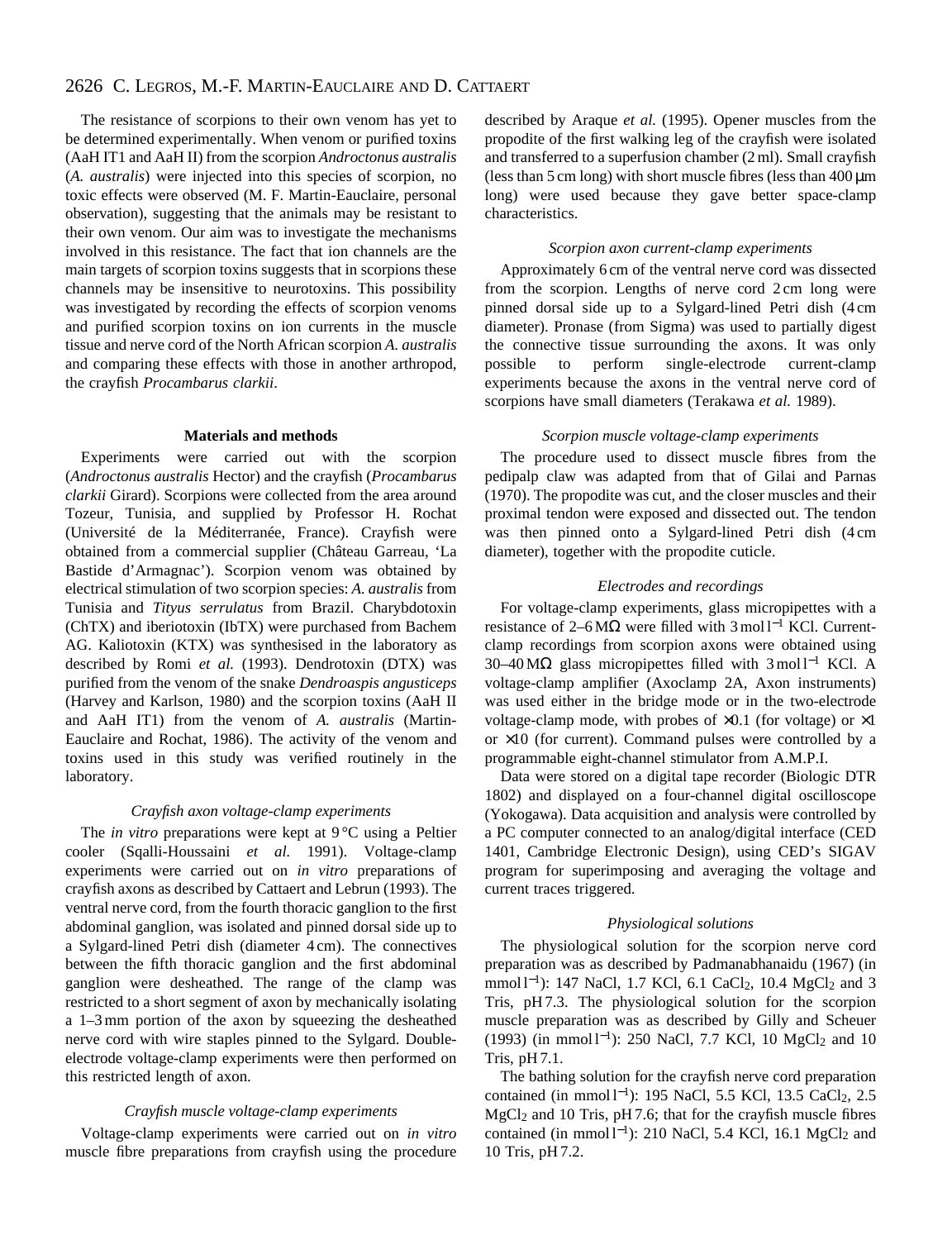The resistance of scorpions to their own venom has yet to be determined experimentally. When venom or purified toxins (AaH IT1 and AaH II) from the scorpion *Androctonus australis* (*A. australis*) were injected into this species of scorpion, no toxic effects were observed (M. F. Martin-Eauclaire, personal observation), suggesting that the animals may be resistant to their own venom. Our aim was to investigate the mechanisms involved in this resistance. The fact that ion channels are the main targets of scorpion toxins suggests that in scorpions these channels may be insensitive to neurotoxins. This possibility was investigated by recording the effects of scorpion venoms and purified scorpion toxins on ion currents in the muscle tissue and nerve cord of the North African scorpion *A. australis* and comparing these effects with those in another arthropod, the crayfish *Procambarus clarkii*.

## Materials and methods

Experiments were carried out with the scorpion (*Androctonus australis* Hector) and the crayfish (*Procambarus clarkii* Girard). Scorpions were collected from the area around Tozeur, Tunisia, and supplied by Professor H. Rochat (Université de la Méditerranée, France). Crayfish were obtained from a commercial supplier (Château Garreau, 'La Bastide d'Armagnac'). Scorpion venom was obtained by electrical stimulation of two scorpion species: *A. australis* from Tunisia and *Tityus serrulatus* from Brazil. Charybdotoxin (ChTX) and iberiotoxin (IbTX) were purchased from Bachem AG. Kaliotoxin (KTX) was synthesised in the laboratory as described by Romi *et al.* (1993). Dendrotoxin (DTX) was purified from the venom of the snake *Dendroaspis angusticeps* (Harvey and Karlson, 1980) and the scorpion toxins (AaH II and AaH IT1) from the venom of *A. australis* (Martin-Eauclaire and Rochat, 1986). The activity of the venom and toxins used in this study was verified routinely in the laboratory.

### *Crayfish axon voltage-clamp experiments*

The *in vitro* preparations were kept at 9 °C using a Peltier cooler (Sqalli-Houssaini *et al.* 1991). Voltage-clamp experiments were carried out on *in vitro* preparations of crayfish axons as described by Cattaert and Lebrun (1993). The ventral nerve cord, from the fourth thoracic ganglion to the first abdominal ganglion, was isolated and pinned dorsal side up to a Sylgard-lined Petri dish (diameter 4 cm). The connectives between the fifth thoracic ganglion and the first abdominal ganglion were desheathed. The range of the clamp was restricted to a short segment of axon by mechanically isolating a 1–3 mm portion of the axon by squeezing the desheathed nerve cord with wire staples pinned to the Sylgard. Double-electrode voltage-clamp experiments were then performed on this restricted length of axon.

### *Crayfish muscle voltage-clamp experiments*

Voltage-clamp experiments were carried out on *in vitro* muscle fibre preparations from crayfish using the procedure described by Araque *et al.* (1995). Opener muscles from the propodite of the first walking leg of the crayfish were isolated and transferred to a superfusion chamber (2 ml). Small crayfish (less than 5 cm long) with short muscle fibres (less than 400 μm long) were used because they gave better space-clamp characteristics.

### *Scorpion axon current-clamp experiments*

Approximately 6 cm of the ventral nerve cord was dissected from the scorpion. Lengths of nerve cord 2 cm long were pinned dorsal side up to a Sylgard-lined Petri dish (4 cm diameter). Pronase (from Sigma) was used to partially digest the connective tissue surrounding the axons. It was only possible to perform single-electrode current-clamp experiments because the axons in the ventral nerve cord of scorpions have small diameters (Terakawa *et al.* 1989).

### *Scorpion muscle voltage-clamp experiments*

The procedure used to dissect muscle fibres from the pedipalp claw was adapted from that of Gilai and Parnas (1970). The propodite was cut, and the closer muscles and their proximal tendon were exposed and dissected out. The tendon was then pinned onto a Sylgard-lined Petri dish (4 cm diameter), together with the propodite cuticle.

### *Electrodes and recordings*

For voltage-clamp experiments, glass micropipettes with a resistance of 2–6 MΩ were filled with 3 mol $l^{-1}$ KCl. Current-clamp recordings from scorpion axons were obtained using 30–40 MΩ glass micropipettes filled with 3 mol $l^{-1}$ KCl. A voltage-clamp amplifier (Axoclamp 2A, Axon instruments) was used either in the bridge mode or in the two-electrode voltage-clamp mode, with probes of ×0.1 (for voltage) or ×1 or ×10 (for current). Command pulses were controlled by a programmable eight-channel stimulator from A.M.P.I.

Data were stored on a digital tape recorder (Biologic DTR 1802) and displayed on a four-channel digital oscilloscope (Yokogawa). Data acquisition and analysis were controlled by a PC computer connected to an analog/digital interface (CED 1401, Cambridge Electronic Design), using CED's SIGAV program for superimposing and averaging the voltage and current traces triggered.

### *Physiological solutions*

The physiological solution for the scorpion nerve cord preparation was as described by Padmanabhanaidu (1967) (in mmol $l^{-1}$): 147 NaCl, 1.7 KCl, 6.1 $CaCl_2$, 10.4 $MgCl_2$ and 3 Tris, pH 7.3. The physiological solution for the scorpion muscle preparation was as described by Gilly and Scheuer (1993) (in mmol $l^{-1}$): 250 NaCl, 7.7 KCl, 10 $MgCl_2$ and 10 Tris, pH 7.1.

The bathing solution for the crayfish nerve cord preparation contained (in mmol $l^{-1}$): 195 NaCl, 5.5 KCl, 13.5 $CaCl_2$, 2.5 $MgCl_2$ and 10 Tris, pH 7.6; that for the crayfish muscle fibres contained (in mmol $l^{-1}$): 210 NaCl, 5.4 KCl, 16.1 $MgCl_2$ and 10 Tris, pH 7.2.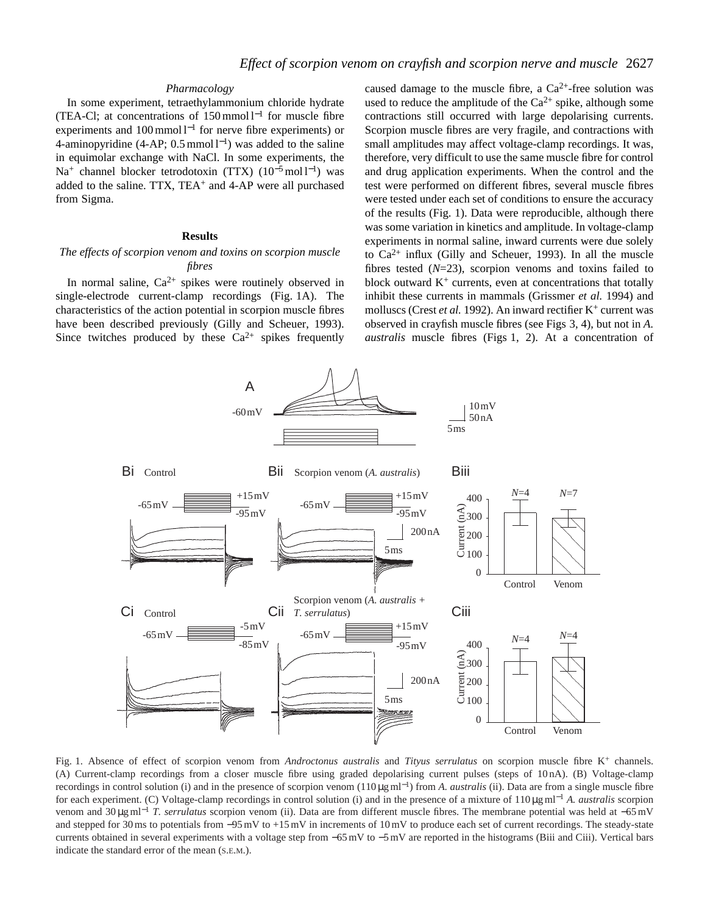### Pharmacology

In some experiment, tetraethylammonium chloride hydrate (TEA-Cl; at concentrations of 150 mmol l$^{-1}$ for muscle fibre experiments and 100 mmol l$^{-1}$ for nerve fibre experiments) or 4-aminopyridine (4-AP; 0.5 mmol l$^{-1}$) was added to the saline in equimolar exchange with NaCl. In some experiments, the $Na^+$ channel blocker tetrodotoxin (TTX) ($10^{-5}$ mol l$^{-1}$) was added to the saline. TTX, $TEA^+$ and 4-AP were all purchased from Sigma.

## Results

### *The effects of scorpion venom and toxins on scorpion muscle fibres*

In normal saline, $Ca^{2+}$ spikes were routinely observed in single-electrode current-clamp recordings (Fig. 1A). The characteristics of the action potential in scorpion muscle fibres have been described previously (Gilly and Scheuer, 1993). Since twitches produced by these $Ca^{2+}$ spikes frequently caused damage to the muscle fibre, a $Ca^{2+}$-free solution was used to reduce the amplitude of the $Ca^{2+}$ spike, although some contractions still occurred with large depolarising currents. Scorpion muscle fibres are very fragile, and contractions with small amplitudes may affect voltage-clamp recordings. It was, therefore, very difficult to use the same muscle fibre for control and drug application experiments. When the control and the test were performed on different fibres, several muscle fibres were tested under each set of conditions to ensure the accuracy of the results (Fig. 1). Data were reproducible, although there was some variation in kinetics and amplitude. In voltage-clamp experiments in normal saline, inward currents were due solely to $Ca^{2+}$ influx (Gilly and Scheuer, 1993). In all the muscle fibres tested (*N*=23), scorpion venoms and toxins failed to block outward $K^+$ currents, even at concentrations that totally inhibit these currents in mammals (Grissmer *et al.* 1994) and molluscs (Crest *et al.* 1992). An inward rectifier $K^+$ current was observed in crayfish muscle fibres (see Figs 3, 4), but not in *A. australis* muscle fibres (Figs 1, 2). At a concentration of

Fig. 1. Absence of effect of scorpion venom from *Androctonus australis* and *Tityus serrulatus* on scorpion muscle fibre $K^+$ channels. (A) Current-clamp recordings from a closer muscle fibre using graded depolarising current pulses (steps of 10 nA). (B) Voltage-clamp recordings in control solution (i) and in the presence of scorpion venom (110 μg ml$^{-1}$) from *A. australis* (ii). Data are from a single muscle fibre for each experiment. (C) Voltage-clamp recordings in control solution (i) and in the presence of a mixture of 110 μg ml$^{-1}$ *A. australis* scorpion venom and 30 μg ml$^{-1}$ *T. serrulatus* scorpion venom (ii). Data are from different muscle fibres. The membrane potential was held at −65 mV and stepped for 30 ms to potentials from −95 mV to +15 mV in increments of 10 mV to produce each set of current recordings. The steady-state currents obtained in several experiments with a voltage step from −65 mV to −5 mV are reported in the histograms (Biii and Ciii). Vertical bars indicate the standard error of the mean (S.E.M.).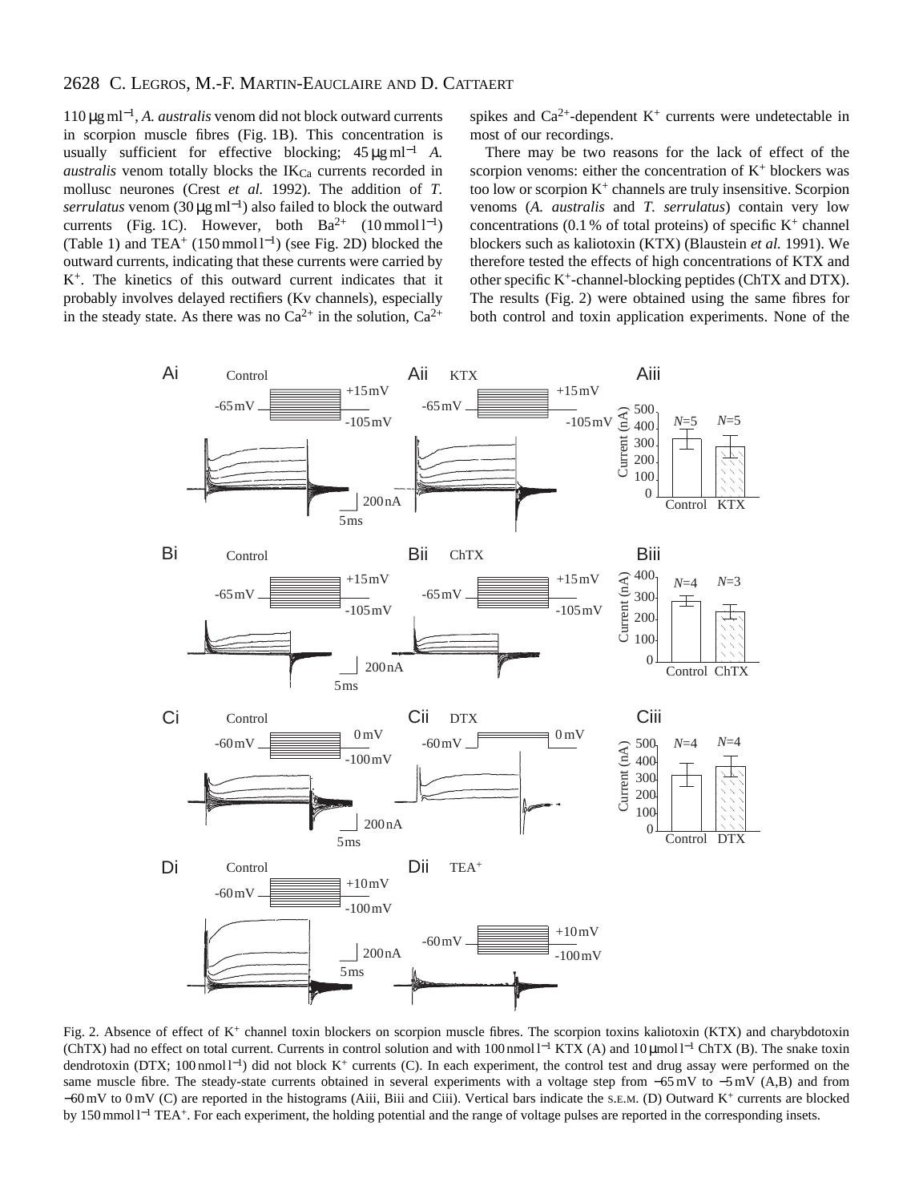110 μg ml$^{-1}$, *A. australis* venom did not block outward currents in scorpion muscle fibres (Fig. 1B). This concentration is usually sufficient for effective blocking; 45 μg ml$^{-1}$ *A. australis* venom totally blocks the $IK_{Ca}$ currents recorded in mollusc neurones (Crest *et al.* 1992). The addition of *T. serrulatus* venom (30 μg ml$^{-1}$) also failed to block the outward currents (Fig. 1C). However, both $Ba^{2+}$ (10 mmol l$^{-1}$) (Table 1) and $TEA^{+}$ (150 mmol l$^{-1}$) (see Fig. 2D) blocked the outward currents, indicating that these currents were carried by $K^{+}$. The kinetics of this outward current indicates that it probably involves delayed rectifiers (Kv channels), especially in the steady state. As there was no $Ca^{2+}$ in the solution, $Ca^{2+}$ spikes and $Ca^{2+}$-dependent $K^{+}$ currents were undetectable in most of our recordings.

There may be two reasons for the lack of effect of the scorpion venoms: either the concentration of $K^{+}$ blockers was too low or scorpion $K^{+}$ channels are truly insensitive. Scorpion venoms (*A. australis* and *T. serrulatus*) contain very low concentrations (0.1 % of total proteins) of specific $K^{+}$ channel blockers such as kaliotoxin (KTX) (Blaustein *et al.* 1991). We therefore tested the effects of high concentrations of KTX and other specific $K^{+}$-channel-blocking peptides (ChTX and DTX). The results (Fig. 2) were obtained using the same fibres for both control and toxin application experiments. None of the

Fig. 2. Absence of effect of $K^{+}$ channel toxin blockers on scorpion muscle fibres. The scorpion toxins kaliotoxin (KTX) and charybdotoxin (ChTX) had no effect on total current. Currents in control solution and with 100 nmol l$^{-1}$ KTX (A) and 10 μmol l$^{-1}$ ChTX (B). The snake toxin dendrotoxin (DTX; 100 nmol l$^{-1}$) did not block $K^{+}$ currents (C). In each experiment, the control test and drug assay were performed on the same muscle fibre. The steady-state currents obtained in several experiments with a voltage step from −65 mV to −5 mV (A,B) and from −60 mV to 0 mV (C) are reported in the histograms (Aiii, Biii and Ciii). Vertical bars indicate the S.E.M. (D) Outward $K^{+}$ currents are blocked by 150 mmol l$^{-1}$ $TEA^{+}$. For each experiment, the holding potential and the range of voltage pulses are reported in the corresponding insets.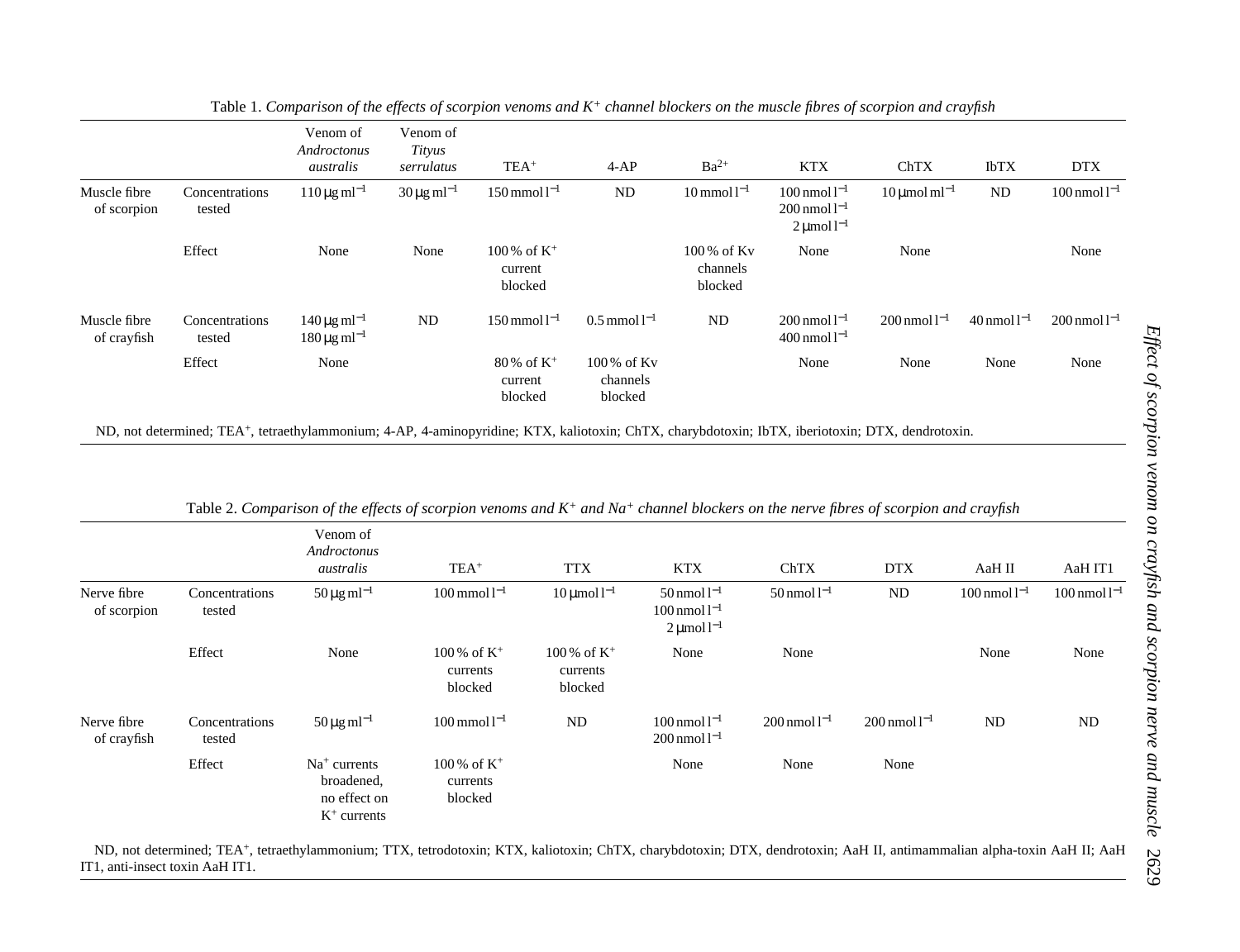Table 1. *Comparison of the effects of scorpion venoms and $K^+$ channel blockers on the muscle fibres of scorpion and crayfish*

| | | Venom of *Androctonus australis* | Venom of *Tityus serrulatus* | $TEA^+$ | 4-AP | $Ba^{2+}$ | KTX | ChTX | IbTX | DTX |
|---|---|---|---|---|---|---|---|---|---|---|
| Muscle fibre of scorpion | Concentrations tested | 110 μg ml$^{-1}$ | 30 μg ml$^{-1}$ | 150 mmol l$^{-1}$ | ND | 10 mmol l$^{-1}$ | 100 nmol l$^{-1}$ 200 nmol l$^{-1}$ 2 μmol l$^{-1}$ | 10 μmol ml$^{-1}$ | ND | 100 nmol l$^{-1}$ |
| | Effect | None | None | 100 % of $K^+$ current blocked | | 100 % of Kv channels blocked | None | None | | None |
| Muscle fibre of crayfish | Concentrations tested | 140 μg ml$^{-1}$ 180 μg ml$^{-1}$ | ND | 150 mmol l$^{-1}$ | 0.5 mmol l$^{-1}$ | ND | 200 nmol l$^{-1}$ 400 nmol l$^{-1}$ | 200 nmol l$^{-1}$ | 40 nmol l$^{-1}$ | 200 nmol l$^{-1}$ |
| | Effect | None | | 80 % of $K^+$ current blocked | 100 % of Kv channels blocked | | None | None | None | None |

ND, not determined; $TEA^+$, tetraethylammonium; 4-AP, 4-aminopyridine; KTX, kaliotoxin; ChTX, charybdotoxin; IbTX, iberiotoxin; DTX, dendrotoxin.

Table 2. *Comparison of the effects of scorpion venoms and $K^+$ and $Na^+$ channel blockers on the nerve fibres of scorpion and crayfish*

| | | Venom of *Androctonus australis* | $TEA^+$ | TTX | KTX | ChTX | DTX | AaH II | AaH IT1 |
|---|---|---|---|---|---|---|---|---|---|
| Nerve fibre of scorpion | Concentrations tested | 50 μg ml$^{-1}$ | 100 mmol l$^{-1}$ | 10 μmol l$^{-1}$ | 50 nmol l$^{-1}$ 100 nmol l$^{-1}$ 2 μmol l$^{-1}$ | 50 nmol l$^{-1}$ | ND | 100 nmol l$^{-1}$ | 100 nmol l$^{-1}$ |
| | Effect | None | 100 % of $K^+$ currents blocked | 100 % of $K^+$ currents blocked | None | None | | None | None |
| Nerve fibre of crayfish | Concentrations tested | 50 μg ml$^{-1}$ | 100 mmol l$^{-1}$ | ND | 100 nmol l$^{-1}$ 200 nmol l$^{-1}$ | 200 nmol l$^{-1}$ | 200 nmol l$^{-1}$ | ND | ND |
| | Effect | $Na^+$ currents broadened, no effect on $K^+$ currents | 100 % of $K^+$ currents blocked | | None | None | None | | |

ND, not determined; $TEA^+$, tetraethylammonium; TTX, tetrodotoxin; KTX, kaliotoxin; ChTX, charybdotoxin; DTX, dendrotoxin; AaH II, antimammalian alpha-toxin AaH II; AaH IT1, anti-insect toxin AaH IT1.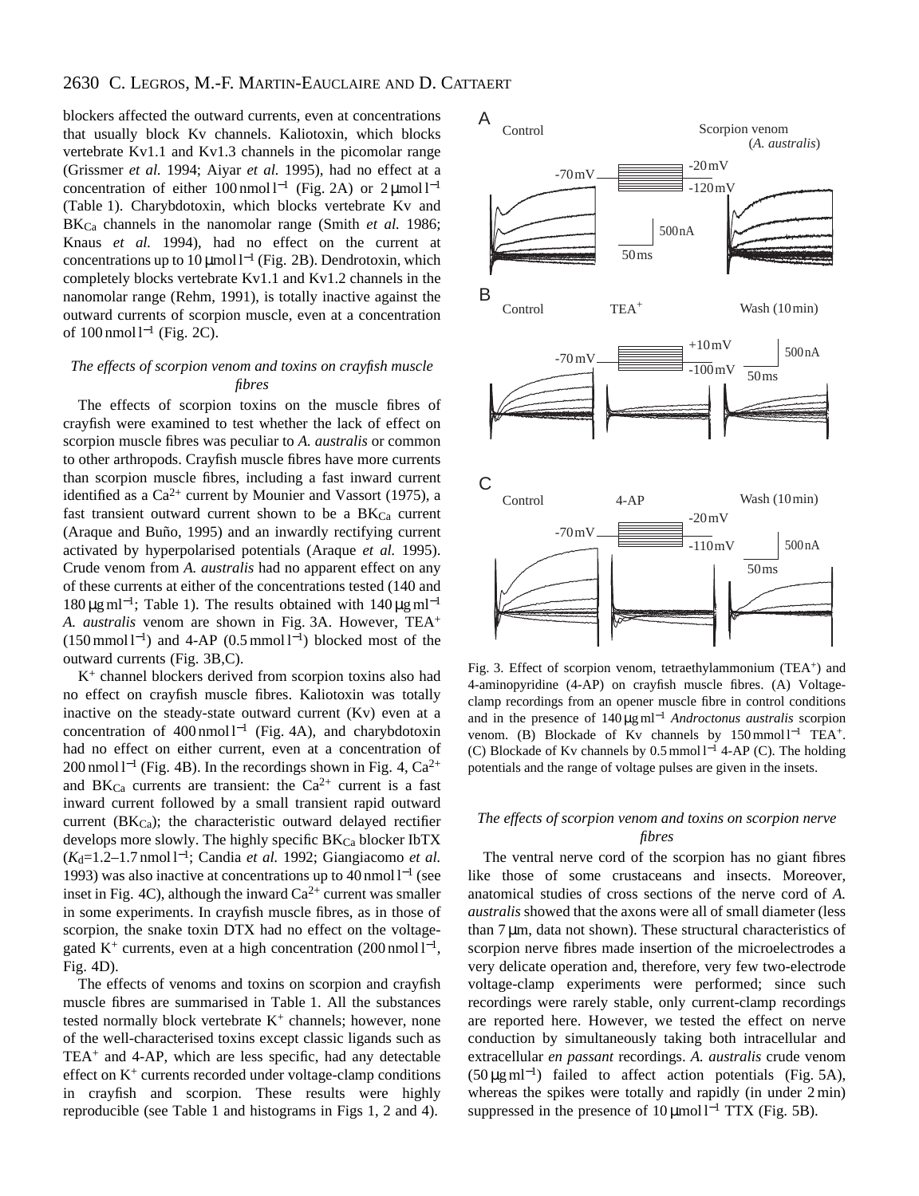blockers affected the outward currents, even at concentrations that usually block Kv channels. Kaliotoxin, which blocks vertebrate Kv1.1 and Kv1.3 channels in the picomolar range (Grissmer *et al.* 1994; Aiyar *et al.* 1995), had no effect at a concentration of either 100 nmol l$^{-1}$ (Fig. 2A) or 2 μmol l$^{-1}$ (Table 1). Charybdotoxin, which blocks vertebrate Kv and $BK_{Ca}$ channels in the nanomolar range (Smith *et al.* 1986; Knaus *et al.* 1994), had no effect on the current at concentrations up to 10 μmol l$^{-1}$ (Fig. 2B). Dendrotoxin, which completely blocks vertebrate Kv1.1 and Kv1.2 channels in the nanomolar range (Rehm, 1991), is totally inactive against the outward currents of scorpion muscle, even at a concentration of 100 nmol l$^{-1}$ (Fig. 2C).

### *The effects of scorpion venom and toxins on crayfish muscle fibres*

The effects of scorpion toxins on the muscle fibres of crayfish were examined to test whether the lack of effect on scorpion muscle fibres was peculiar to *A. australis* or common to other arthropods. Crayfish muscle fibres have more currents than scorpion muscle fibres, including a fast inward current identified as a $Ca^{2+}$ current by Mounier and Vassort (1975), a fast transient outward current shown to be a $BK_{Ca}$ current (Araque and Buño, 1995) and an inwardly rectifying current activated by hyperpolarised potentials (Araque *et al.* 1995). Crude venom from *A. australis* had no apparent effect on any of these currents at either of the concentrations tested (140 and 180 μg ml$^{-1}$; Table 1). The results obtained with 140 μg ml$^{-1}$ *A. australis* venom are shown in Fig. 3A. However, $TEA^+$ (150 mmol l$^{-1}$) and 4-AP (0.5 mmol l$^{-1}$) blocked most of the outward currents (Fig. 3B,C).

$K^+$ channel blockers derived from scorpion toxins also had no effect on crayfish muscle fibres. Kaliotoxin was totally inactive on the steady-state outward current (Kv) even at a concentration of 400 nmol l$^{-1}$ (Fig. 4A), and charybdotoxin had no effect on either current, even at a concentration of 200 nmol l$^{-1}$ (Fig. 4B). In the recordings shown in Fig. 4, $Ca^{2+}$ and $BK_{Ca}$ currents are transient: the $Ca^{2+}$ current is a fast inward current followed by a small transient rapid outward current ($BK_{Ca}$); the characteristic outward delayed rectifier develops more slowly. The highly specific $BK_{Ca}$ blocker IbTX ($K_d$=1.2–1.7 nmol l$^{-1}$; Candia *et al.* 1992; Giangiacomo *et al.* 1993) was also inactive at concentrations up to 40 nmol l$^{-1}$ (see inset in Fig. 4C), although the inward $Ca^{2+}$ current was smaller in some experiments. In crayfish muscle fibres, as in those of scorpion, the snake toxin DTX had no effect on the voltage-gated $K^+$ currents, even at a high concentration (200 nmol l$^{-1}$, Fig. 4D).

The effects of venoms and toxins on scorpion and crayfish muscle fibres are summarised in Table 1. All the substances tested normally block vertebrate $K^+$ channels; however, none of the well-characterised toxins except classic ligands such as $TEA^+$ and 4-AP, which are less specific, had any detectable effect on $K^+$ currents recorded under voltage-clamp conditions in crayfish and scorpion. These results were highly reproducible (see Table 1 and histograms in Figs 1, 2 and 4).

Fig. 3. Effect of scorpion venom, tetraethylammonium ($TEA^+$) and 4-aminopyridine (4-AP) on crayfish muscle fibres. (A) Voltage-clamp recordings from an opener muscle fibre in control conditions and in the presence of 140 μg ml$^{-1}$ *Androctonus australis* scorpion venom. (B) Blockade of Kv channels by 150 mmol l$^{-1}$ $TEA^+$. (C) Blockade of Kv channels by 0.5 mmol l$^{-1}$ 4-AP (C). The holding potentials and the range of voltage pulses are given in the insets.

### *The effects of scorpion venom and toxins on scorpion nerve fibres*

The ventral nerve cord of the scorpion has no giant fibres like those of some crustaceans and insects. Moreover, anatomical studies of cross sections of the nerve cord of *A. australis* showed that the axons were all of small diameter (less than 7 μm, data not shown). These structural characteristics of scorpion nerve fibres made insertion of the microelectrodes a very delicate operation and, therefore, very few two-electrode voltage-clamp experiments were performed; since such recordings were rarely stable, only current-clamp recordings are reported here. However, we tested the effect on nerve conduction by simultaneously taking both intracellular and extracellular *en passant* recordings. *A. australis* crude venom (50 μg ml$^{-1}$) failed to affect action potentials (Fig. 5A), whereas the spikes were totally and rapidly (in under 2 min) suppressed in the presence of 10 μmol l$^{-1}$ TTX (Fig. 5B).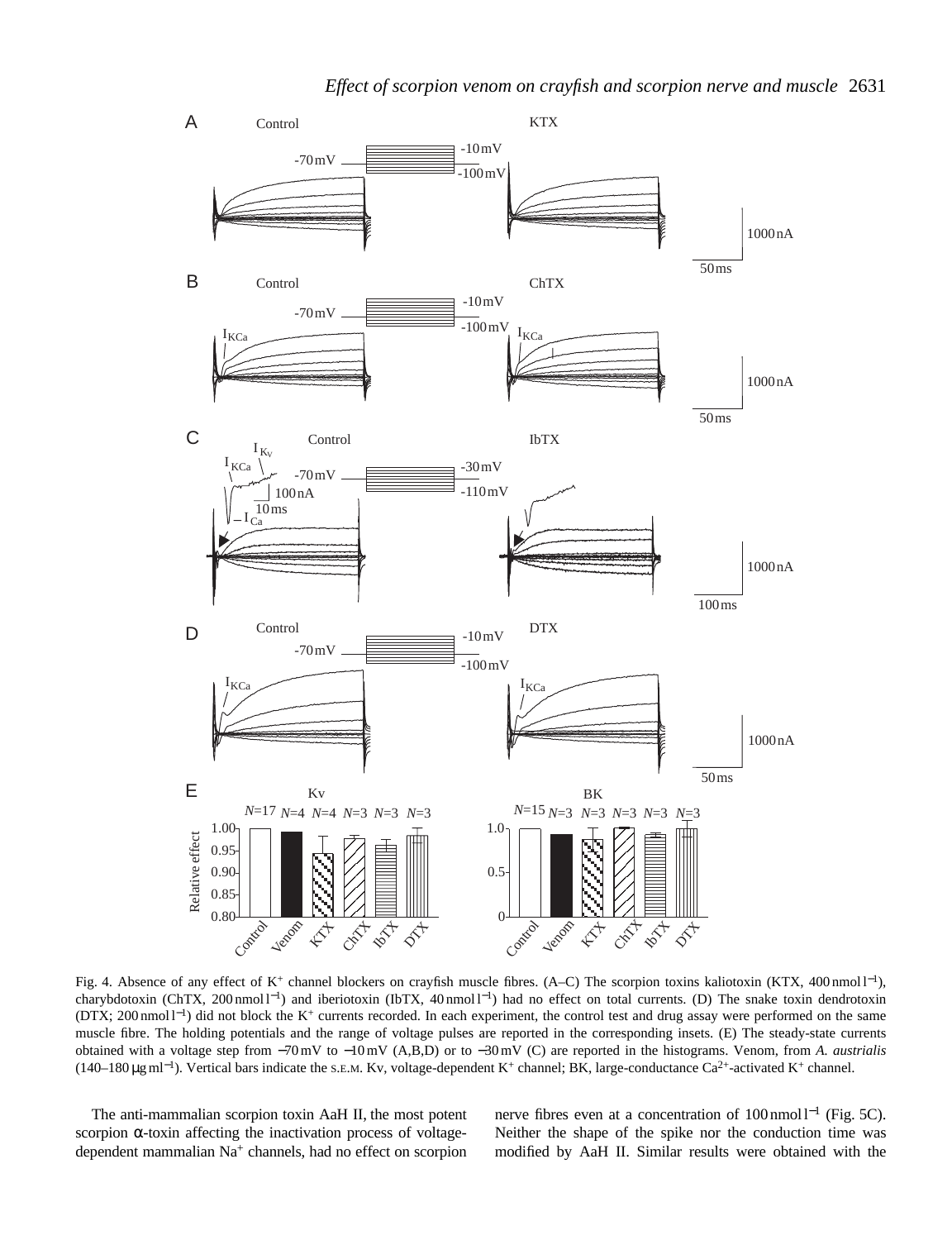Fig. 4. Absence of any effect of $K^+$ channel blockers on crayfish muscle fibres. (A–C) The scorpion toxins kaliotoxin (KTX, $400\,nmol\,l^{-1}$), charybdotoxin (ChTX, $200\,nmol\,l^{-1}$) and iberiotoxin (IbTX, $40\,nmol\,l^{-1}$) had no effect on total currents. (D) The snake toxin dendrotoxin (DTX; $200\,nmol\,l^{-1}$) did not block the $K^+$ currents recorded. In each experiment, the control test and drug assay were performed on the same muscle fibre. The holding potentials and the range of voltage pulses are reported in the corresponding insets. (E) The steady-state currents obtained with a voltage step from −70 mV to −10 mV (A,B,D) or to −30 mV (C) are reported in the histograms. Venom, from *A. australis* ($140–180\,\mu g\,ml^{-1}$). Vertical bars indicate the S.E.M. Kv, voltage-dependent $K^+$ channel; BK, large-conductance $Ca^{2+}$-activated $K^+$ channel.

The anti-mammalian scorpion toxin AaH II, the most potent scorpion α-toxin affecting the inactivation process of voltage-dependent mammalian $Na^+$ channels, had no effect on scorpion nerve fibres even at a concentration of $100\,nmol\,l^{-1}$ (Fig. 5C). Neither the shape of the spike nor the conduction time was modified by AaH II. Similar results were obtained with the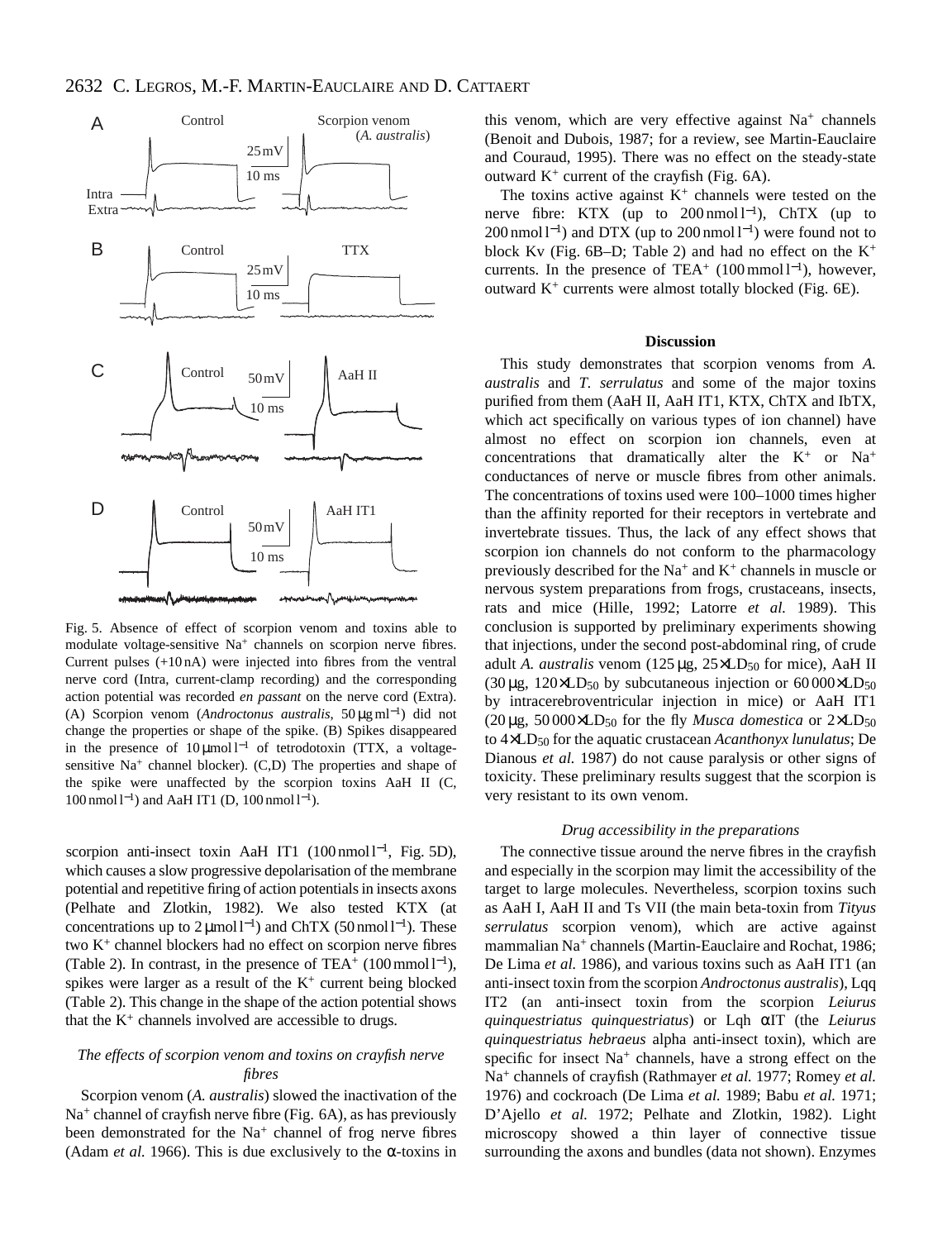Fig. 5. Absence of effect of scorpion venom and toxins able to modulate voltage-sensitive $Na^+$ channels on scorpion nerve fibres. Current pulses (+10 nA) were injected into fibres from the ventral nerve cord (Intra, current-clamp recording) and the corresponding action potential was recorded *en passant* on the nerve cord (Extra). (A) Scorpion venom (*Androctonus australis*, 50 µg ml$^{-1}$) did not change the properties or shape of the spike. (B) Spikes disappeared in the presence of 10 µmol l$^{-1}$ of tetrodotoxin (TTX, a voltage-sensitive $Na^+$ channel blocker). (C,D) The properties and shape of the spike were unaffected by the scorpion toxins AaH II (C, 100 nmol l$^{-1}$) and AaH IT1 (D, 100 nmol l$^{-1}$).

scorpion anti-insect toxin AaH IT1 (100 nmol l$^{-1}$, Fig. 5D), which causes a slow progressive depolarisation of the membrane potential and repetitive firing of action potentials in insects axons (Pelhate and Zlotkin, 1982). We also tested KTX (at concentrations up to 2 µmol l$^{-1}$) and ChTX (50 nmol l$^{-1}$). These two $K^+$ channel blockers had no effect on scorpion nerve fibres (Table 2). In contrast, in the presence of $TEA^+$ (100 mmol l$^{-1}$), spikes were larger as a result of the $K^+$ current being blocked (Table 2). This change in the shape of the action potential shows that the $K^+$ channels involved are accessible to drugs.

### *The effects of scorpion venom and toxins on crayfish nerve fibres*

Scorpion venom (*A. australis*) slowed the inactivation of the $Na^+$ channel of crayfish nerve fibre (Fig. 6A), as has previously been demonstrated for the $Na^+$ channel of frog nerve fibres (Adam *et al.* 1966). This is due exclusively to the α-toxins in this venom, which are very effective against $Na^+$ channels (Benoit and Dubois, 1987; for a review, see Martin-Eauclaire and Couraud, 1995). There was no effect on the steady-state outward $K^+$ current of the crayfish (Fig. 6A).

The toxins active against $K^+$ channels were tested on the nerve fibre: KTX (up to 200 nmol l$^{-1}$), ChTX (up to 200 nmol l$^{-1}$) and DTX (up to 200 nmol l$^{-1}$) were found not to block Kv (Fig. 6B–D; Table 2) and had no effect on the $K^+$ currents. In the presence of $TEA^+$ (100 mmol l$^{-1}$), however, outward $K^+$ currents were almost totally blocked (Fig. 6E).

## Discussion

This study demonstrates that scorpion venoms from *A. australis* and *T. serrulatus* and some of the major toxins purified from them (AaH II, AaH IT1, KTX, ChTX and IbTX, which act specifically on various types of ion channel) have almost no effect on scorpion ion channels, even at concentrations that dramatically alter the $K^+$ or $Na^+$ conductances of nerve or muscle fibres from other animals. The concentrations of toxins used were 100–1000 times higher than the affinity reported for their receptors in vertebrate and invertebrate tissues. Thus, the lack of any effect shows that scorpion ion channels do not conform to the pharmacology previously described for the $Na^+$ and $K^+$ channels in muscle or nervous system preparations from frogs, crustaceans, insects, rats and mice (Hille, 1992; Latorre *et al.* 1989). This conclusion is supported by preliminary experiments showing that injections, under the second post-abdominal ring, of crude adult *A. australis* venom (125 µg, 25×$LD_{50}$ for mice), AaH II (30 µg, 120×$LD_{50}$ by subcutaneous injection or 60 000×$LD_{50}$ by intracerebroventricular injection in mice) or AaH IT1 (20 µg, 50 000×$LD_{50}$ for the fly *Musca domestica* or 2×$LD_{50}$ to 4×$LD_{50}$ for the aquatic crustacean *Acanthonyx lunulatus*; De Dianous *et al.* 1987) do not cause paralysis or other signs of toxicity. These preliminary results suggest that the scorpion is very resistant to its own venom.

### *Drug accessibility in the preparations*

The connective tissue around the nerve fibres in the crayfish and especially in the scorpion may limit the accessibility of the target to large molecules. Nevertheless, scorpion toxins such as AaH I, AaH II and Ts VII (the main beta-toxin from *Tityus serrulatus* scorpion venom), which are active against mammalian $Na^+$ channels (Martin-Eauclaire and Rochat, 1986; De Lima *et al.* 1986), and various toxins such as AaH IT1 (an anti-insect toxin from the scorpion *Androctonus australis*), Lqq IT2 (an anti-insect toxin from the scorpion *Leiurus quinquestriatus quinquestriatus*) or Lqh αIT (the *Leiurus quinquestriatus hebraeus* alpha anti-insect toxin), which are specific for insect $Na^+$ channels, have a strong effect on the $Na^+$ channels of crayfish (Rathmayer *et al.* 1977; Romey *et al.* 1976) and cockroach (De Lima *et al.* 1989; Babu *et al.* 1971; D'Ajello *et al.* 1972; Pelhate and Zlotkin, 1982). Light microscopy showed a thin layer of connective tissue surrounding the axons and bundles (data not shown). Enzymes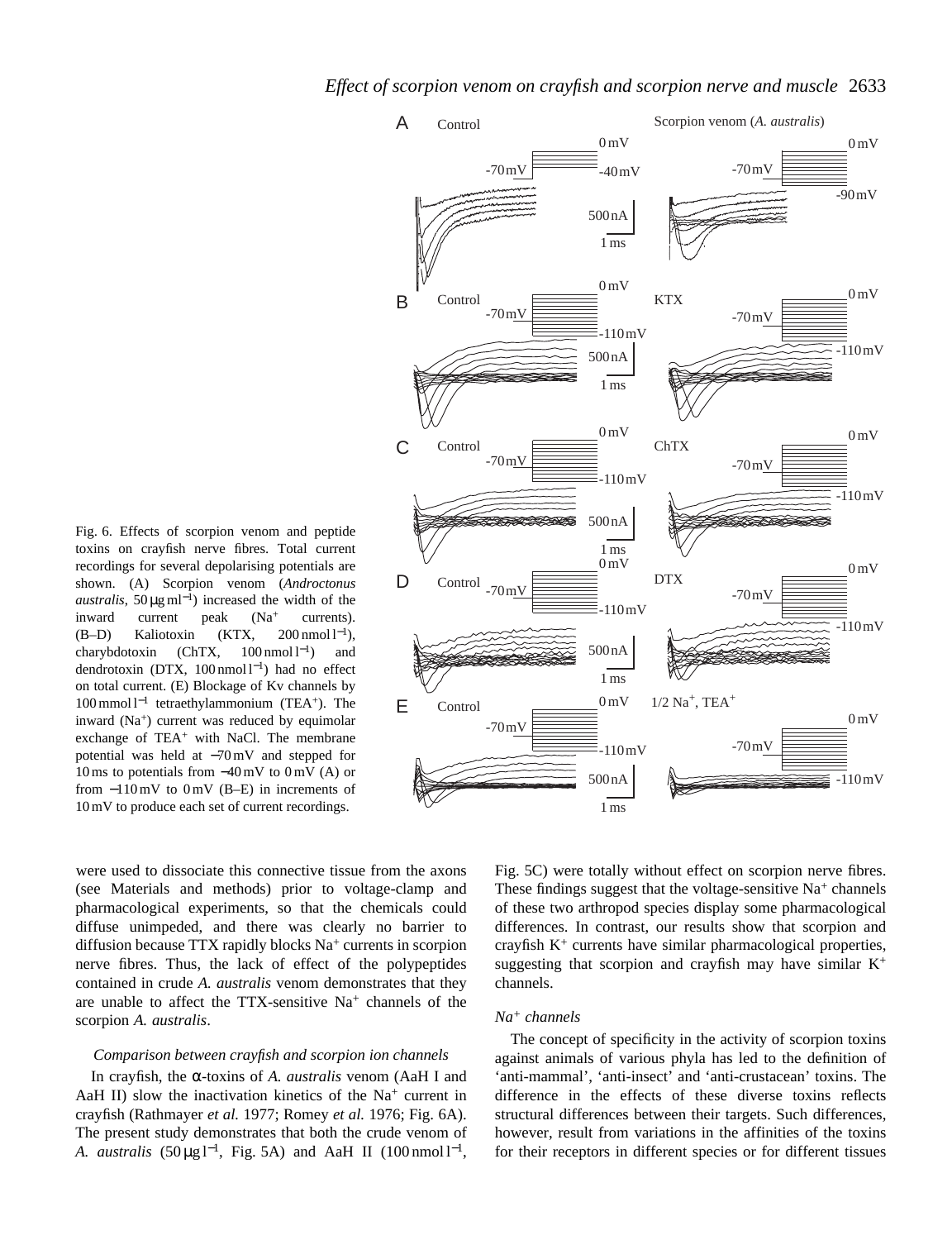Fig. 6. Effects of scorpion venom and peptide toxins on crayfish nerve fibres. Total current recordings for several depolarising potentials are shown. (A) Scorpion venom (*Androctonus australis*, $50\,\mu g\,ml^{-1}$) increased the width of the inward current peak ($Na^+$ currents). (B–D) Kaliotoxin (KTX, $200\,nmol\,l^{-1}$), charybdotoxin (ChTX, $100\,nmol\,l^{-1}$) and dendrotoxin (DTX, $100\,nmol\,l^{-1}$) had no effect on total current. (E) Blockage of Kv channels by $100\,mmol\,l^{-1}$ tetraethylammonium ($TEA^+$). The inward ($Na^+$) current was reduced by equimolar exchange of $TEA^+$ with NaCl. The membrane potential was held at $-70\,mV$ and stepped for 10 ms to potentials from $-40\,mV$ to 0 mV (A) or from $-110\,mV$ to 0 mV (B–E) in increments of 10 mV to produce each set of current recordings.

were used to dissociate this connective tissue from the axons (see Materials and methods) prior to voltage-clamp and pharmacological experiments, so that the chemicals could diffuse unimpeded, and there was clearly no barrier to diffusion because TTX rapidly blocks $Na^+$ currents in scorpion nerve fibres. Thus, the lack of effect of the polypeptides contained in crude *A. australis* venom demonstrates that they are unable to affect the TTX-sensitive $Na^+$ channels of the scorpion *A. australis*.

*Comparison between crayfish and scorpion ion channels*

In crayfish, the α-toxins of *A. australis* venom (AaH I and AaH II) slow the inactivation kinetics of the $Na^+$ current in crayfish (Rathmayer *et al.* 1977; Romey *et al.* 1976; Fig. 6A). The present study demonstrates that both the crude venom of *A. australis* ($50\,\mu g\,l^{-1}$, Fig. 5A) and AaH II ($100\,nmol\,l^{-1}$, Fig. 5C) were totally without effect on scorpion nerve fibres. These findings suggest that the voltage-sensitive $Na^+$ channels of these two arthropod species display some pharmacological differences. In contrast, our results show that scorpion and crayfish $K^+$ currents have similar pharmacological properties, suggesting that scorpion and crayfish may have similar $K^+$ channels.

*$Na^+$ channels*

The concept of specificity in the activity of scorpion toxins against animals of various phyla has led to the definition of 'anti-mammal', 'anti-insect' and 'anti-crustacean' toxins. The difference in the effects of these diverse toxins reflects structural differences between their targets. Such differences, however, result from variations in the affinities of the toxins for their receptors in different species or for different tissues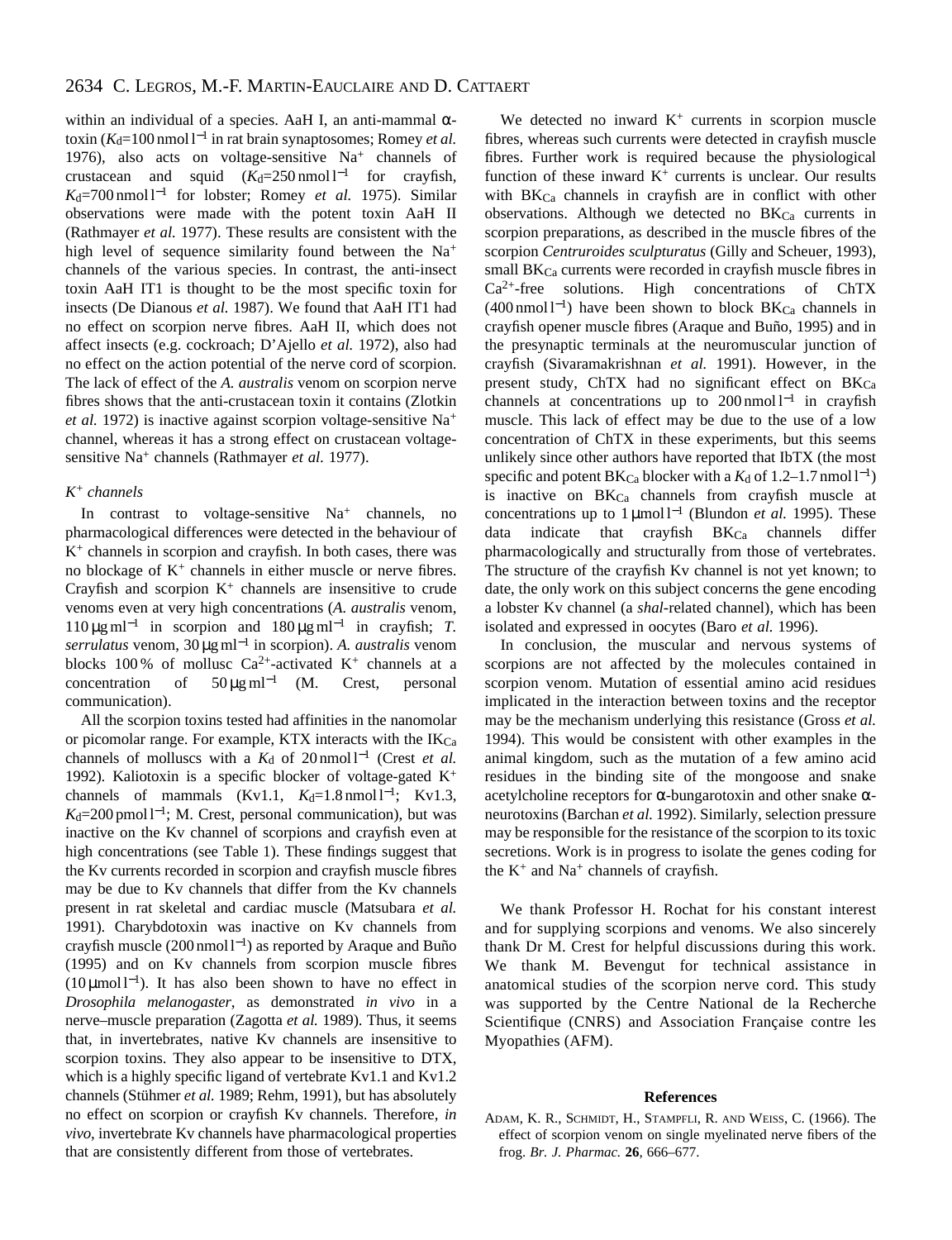within an individual of a species. AaH I, an anti-mammal α-toxin ($K_d$=100 nmol l$^{-1}$ in rat brain synaptosomes; Romey *et al.* 1976), also acts on voltage-sensitive $Na^+$ channels of crustacean and squid ($K_d$=250 nmol l$^{-1}$ for crayfish, $K_d$=700 nmol l$^{-1}$ for lobster; Romey *et al.* 1975). Similar observations were made with the potent toxin AaH II (Rathmayer *et al.* 1977). These results are consistent with the high level of sequence similarity found between the $Na^+$ channels of the various species. In contrast, the anti-insect toxin AaH IT1 is thought to be the most specific toxin for insects (De Dianous *et al.* 1987). We found that AaH IT1 had no effect on scorpion nerve fibres. AaH II, which does not affect insects (e.g. cockroach; D'Ajello *et al.* 1972), also had no effect on the action potential of the nerve cord of scorpion. The lack of effect of the *A. australis* venom on scorpion nerve fibres shows that the anti-crustacean toxin it contains (Zlotkin *et al.* 1972) is inactive against scorpion voltage-sensitive $Na^+$ channel, whereas it has a strong effect on crustacean voltage-sensitive $Na^+$ channels (Rathmayer *et al.* 1977).

### *$K^+$ channels*

In contrast to voltage-sensitive $Na^+$ channels, no pharmacological differences were detected in the behaviour of $K^+$ channels in scorpion and crayfish. In both cases, there was no blockage of $K^+$ channels in either muscle or nerve fibres. Crayfish and scorpion $K^+$ channels are insensitive to crude venoms even at very high concentrations (*A. australis* venom, 110 μg ml$^{-1}$ in scorpion and 180 μg ml$^{-1}$ in crayfish; *T. serrulatus* venom, 30 μg ml$^{-1}$ in scorpion). *A. australis* venom blocks 100 % of mollusc $Ca^{2+}$-activated $K^+$ channels at a concentration of 50 μg ml$^{-1}$ (M. Crest, personal communication).

All the scorpion toxins tested had affinities in the nanomolar or picomolar range. For example, KTX interacts with the $IK_{Ca}$ channels of molluscs with a $K_d$ of 20 nmol l$^{-1}$ (Crest *et al.* 1992). Kaliotoxin is a specific blocker of voltage-gated $K^+$ channels of mammals (Kv1.1, $K_d$=1.8 nmol l$^{-1}$; Kv1.3, $K_d$=200 pmol l$^{-1}$; M. Crest, personal communication), but was inactive on the Kv channel of scorpions and crayfish even at high concentrations (see Table 1). These findings suggest that the Kv currents recorded in scorpion and crayfish muscle fibres may be due to Kv channels that differ from the Kv channels present in rat skeletal and cardiac muscle (Matsubara *et al.* 1991). Charybdotoxin was inactive on Kv channels from crayfish muscle (200 nmol l$^{-1}$) as reported by Araque and Buño (1995) and on Kv channels from scorpion muscle fibres (10 μmol l$^{-1}$). It has also been shown to have no effect in *Drosophila melanogaster*, as demonstrated *in vivo* in a nerve–muscle preparation (Zagotta *et al.* 1989). Thus, it seems that, in invertebrates, native Kv channels are insensitive to scorpion toxins. They also appear to be insensitive to DTX, which is a highly specific ligand of vertebrate Kv1.1 and Kv1.2 channels (Stühmer *et al.* 1989; Rehm, 1991), but has absolutely no effect on scorpion or crayfish Kv channels. Therefore, *in vivo*, invertebrate Kv channels have pharmacological properties that are consistently different from those of vertebrates.

We detected no inward $K^+$ currents in scorpion muscle fibres, whereas such currents were detected in crayfish muscle fibres. Further work is required because the physiological function of these inward $K^+$ currents is unclear. Our results with $BK_{Ca}$ channels in crayfish are in conflict with other observations. Although we detected no $BK_{Ca}$ currents in scorpion preparations, as described in the muscle fibres of the scorpion *Centruroides sculpturatus* (Gilly and Scheuer, 1993), small $BK_{Ca}$ currents were recorded in crayfish muscle fibres in $Ca^{2+}$-free solutions. High concentrations of ChTX (400 nmol l$^{-1}$) have been shown to block $BK_{Ca}$ channels in crayfish opener muscle fibres (Araque and Buño, 1995) and in the presynaptic terminals at the neuromuscular junction of crayfish (Sivaramakrishnan *et al.* 1991). However, in the present study, ChTX had no significant effect on $BK_{Ca}$ channels at concentrations up to 200 nmol l$^{-1}$ in crayfish muscle. This lack of effect may be due to the use of a low concentration of ChTX in these experiments, but this seems unlikely since other authors have reported that IbTX (the most specific and potent $BK_{Ca}$ blocker with a $K_d$ of 1.2–1.7 nmol l$^{-1}$) is inactive on $BK_{Ca}$ channels from crayfish muscle at concentrations up to 1 μmol l$^{-1}$ (Blundon *et al.* 1995). These data indicate that crayfish $BK_{Ca}$ channels differ pharmacologically and structurally from those of vertebrates. The structure of the crayfish Kv channel is not yet known; to date, the only work on this subject concerns the gene encoding a lobster Kv channel (a *shal*-related channel), which has been isolated and expressed in oocytes (Baro *et al.* 1996).

In conclusion, the muscular and nervous systems of scorpions are not affected by the molecules contained in scorpion venom. Mutation of essential amino acid residues implicated in the interaction between toxins and the receptor may be the mechanism underlying this resistance (Gross *et al.* 1994). This would be consistent with other examples in the animal kingdom, such as the mutation of a few amino acid residues in the binding site of the mongoose and snake acetylcholine receptors for α-bungarotoxin and other snake α-neurotoxins (Barchan *et al.* 1992). Similarly, selection pressure may be responsible for the resistance of the scorpion to its toxic secretions. Work is in progress to isolate the genes coding for the $K^+$ and $Na^+$ channels of crayfish.

We thank Professor H. Rochat for his constant interest and for supplying scorpions and venoms. We also sincerely thank Dr M. Crest for helpful discussions during this work. We thank M. Bevengut for technical assistance in anatomical studies of the scorpion nerve cord. This study was supported by the Centre National de la Recherche Scientifique (CNRS) and Association Française contre les Myopathies (AFM).

## References

ADAM, K. R., SCHMIDT, H., STAMPFLI, R. AND WEISS, C. (1966). The effect of scorpion venom on single myelinated nerve fibers of the frog. *Br. J. Pharmac.* **26**, 666–677.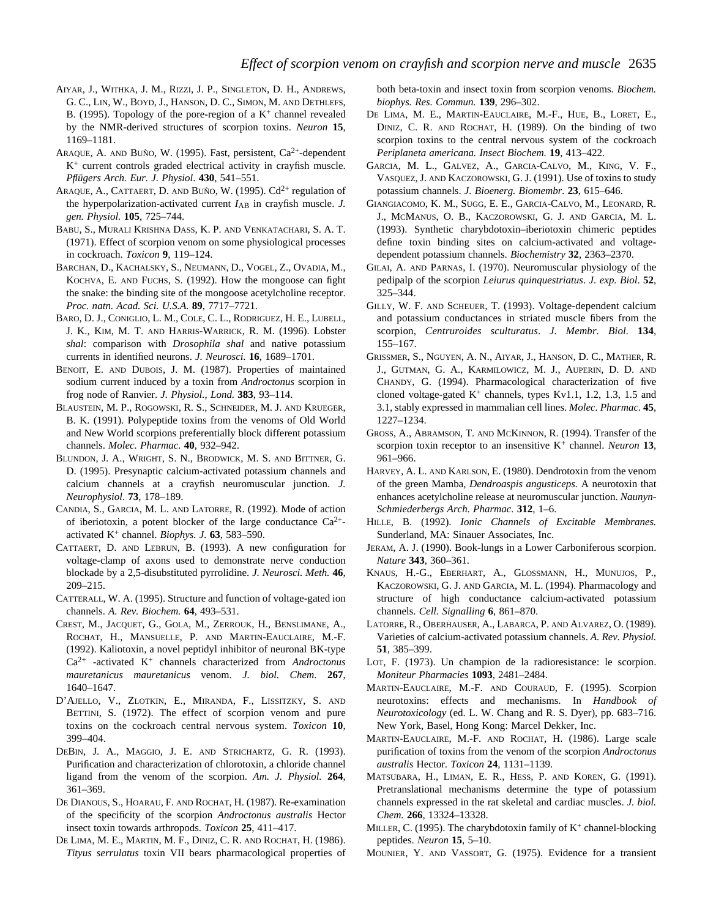AIYAR, J., WITHKA, J. M., RIZZI, J. P., SINGLETON, D. H., ANDREWS, G. C., LIN, W., BOYD, J., HANSON, D. C., SIMON, M. AND DETHLEFS, B. (1995). Topology of the pore-region of a $K^+$ channel revealed by the NMR-derived structures of scorpion toxins. *Neuron* **15**, 1169–1181.

ARAQUE, A. AND BUÑO, W. (1995). Fast, persistent, $Ca^{2+}$-dependent $K^+$ current controls graded electrical activity in crayfish muscle. *Pflügers Arch. Eur. J. Physiol.* **430**, 541–551.

ARAQUE, A., CATTAERT, D. AND BUÑO, W. (1995). $Cd^{2+}$ regulation of the hyperpolarization-activated current $I_{AB}$ in crayfish muscle. *J. gen. Physiol.* **105**, 725–744.

BABU, S., MURALI KRISHNA DASS, K. P. AND VENKATACHARI, S. A. T. (1971). Effect of scorpion venom on some physiological processes in cockroach. *Toxicon* **9**, 119–124.

BARCHAN, D., KACHALSKY, S., NEUMANN, D., VOGEL, Z., OVADIA, M., KOCHVA, E. AND FUCHS, S. (1992). How the mongoose can fight the snake: the binding site of the mongoose acetylcholine receptor. *Proc. natn. Acad. Sci. U.S.A.* **89**, 7717–7721.

BARO, D. J., CONIGLIO, L. M., COLE, C. L., RODRIGUEZ, H. E., LUBELL, J. K., KIM, M. T. AND HARRIS-WARRICK, R. M. (1996). Lobster *shal*: comparison with *Drosophila shal* and native potassium currents in identified neurons. *J. Neurosci.* **16**, 1689–1701.

BENOIT, E. AND DUBOIS, J. M. (1987). Properties of maintained sodium current induced by a toxin from *Androctonus* scorpion in frog node of Ranvier. *J. Physiol., Lond.* **383**, 93–114.

BLAUSTEIN, M. P., ROGOWSKI, R. S., SCHNEIDER, M. J. AND KRUEGER, B. K. (1991). Polypeptide toxins from the venoms of Old World and New World scorpions preferentially block different potassium channels. *Molec. Pharmac.* **40**, 932–942.

BLUNDON, J. A., WRIGHT, S. N., BRODWICK, M. S. AND BITTNER, G. D. (1995). Presynaptic calcium-activated potassium channels and calcium channels at a crayfish neuromuscular junction. *J. Neurophysiol.* **73**, 178–189.

CANDIA, S., GARCIA, M. L. AND LATORRE, R. (1992). Mode of action of iberiotoxin, a potent blocker of the large conductance $Ca^{2+}$-activated $K^+$ channel. *Biophys. J.* **63**, 583–590.

CATTAERT, D. AND LEBRUN, B. (1993). A new configuration for voltage-clamp of axons used to demonstrate nerve conduction blockade by a 2,5-disubstituted pyrrolidine. *J. Neurosci. Meth.* **46**, 209–215.

CATTERALL, W. A. (1995). Structure and function of voltage-gated ion channels. *A. Rev. Biochem.* **64**, 493–531.

CREST, M., JACQUET, G., GOLA, M., ZERROUK, H., BENSLIMANE, A., ROCHAT, H., MANSUELLE, P. AND MARTIN-EAUCLAIRE, M.-F. (1992). Kaliotoxin, a novel peptidyl inhibitor of neuronal BK-type $Ca^{2+}$ -activated $K^+$ channels characterized from *Androctonus mauretanicus mauretanicus* venom. *J. biol. Chem.* **267**, 1640–1647.

D'AJELLO, V., ZLOTKIN, E., MIRANDA, F., LISSITZKY, S. AND BETTINI, S. (1972). The effect of scorpion venom and pure toxins on the cockroach central nervous system. *Toxicon* **10**, 399–404.

DEBIN, J. A., MAGGIO, J. E. AND STRICHARTZ, G. R. (1993). Purification and characterization of chlorotoxin, a chloride channel ligand from the venom of the scorpion. *Am. J. Physiol.* **264**, 361–369.

DE DIANOUS, S., HOARAU, F. AND ROCHAT, H. (1987). Re-examination of the specificity of the scorpion *Androctonus australis* Hector insect toxin towards arthropods. *Toxicon* **25**, 411–417.

DE LIMA, M. E., MARTIN, M. F., DINIZ, C. R. AND ROCHAT, H. (1986). *Tityus serrulatus* toxin VII bears pharmacological properties of both beta-toxin and insect toxin from scorpion venoms. *Biochem. biophys. Res. Commun.* **139**, 296–302.

DE LIMA, M. E., MARTIN-EAUCLAIRE, M.-F., HUE, B., LORET, E., DINIZ, C. R. AND ROCHAT, H. (1989). On the binding of two scorpion toxins to the central nervous system of the cockroach *Periplaneta americana. Insect Biochem.* **19**, 413–422.

GARCIA, M. L., GALVEZ, A., GARCIA-CALVO, M., KING, V. F., VASQUEZ, J. AND KACZOROWSKI, G. J. (1991). Use of toxins to study potassium channels. *J. Bioenerg. Biomembr.* **23**, 615–646.

GIANGIACOMO, K. M., SUGG, E. E., GARCIA-CALVO, M., LEONARD, R. J., MCMANUS, O. B., KACZOROWSKI, G. J. AND GARCIA, M. L. (1993). Synthetic charybdotoxin–iberiotoxin chimeric peptides define toxin binding sites on calcium-activated and voltage-dependent potassium channels. *Biochemistry* **32**, 2363–2370.

GILAI, A. AND PARNAS, I. (1970). Neuromuscular physiology of the pedipalp of the scorpion *Leiurus quinquestriatus*. *J. exp. Biol.* **52**, 325–344.

GILLY, W. F. AND SCHEUER, T. (1993). Voltage-dependent calcium and potassium conductances in striated muscle fibers from the scorpion, *Centruroides sculturatus*. *J. Membr. Biol.* **134**, 155–167.

GRISSMER, S., NGUYEN, A. N., AIYAR, J., HANSON, D. C., MATHER, R. J., GUTMAN, G. A., KARMILOWICZ, M. J., AUPERIN, D. D. AND CHANDY, G. (1994). Pharmacological characterization of five cloned voltage-gated $K^+$ channels, types Kv1.1, 1.2, 1.3, 1.5 and 3.1, stably expressed in mammalian cell lines. *Molec. Pharmac.* **45**, 1227–1234.

GROSS, A., ABRAMSON, T. AND MCKINNON, R. (1994). Transfer of the scorpion toxin receptor to an insensitive $K^+$ channel. *Neuron* **13**, 961–966.

HARVEY, A. L. AND KARLSON, E. (1980). Dendrotoxin from the venom of the green Mamba, *Dendroaspis angusticeps.* A neurotoxin that enhances acetylcholine release at neuromuscular junction. *Naunyn-Schmiederbergs Arch. Pharmac.* **312**, 1–6.

HILLE, B. (1992). *Ionic Channels of Excitable Membranes.* Sunderland, MA: Sinauer Associates, Inc.

JERAM, A. J. (1990). Book-lungs in a Lower Carboniferous scorpion. *Nature* **343**, 360–361.

KNAUS, H.-G., EBERHART, A., GLOSSMANN, H., MUNUJOS, P., KACZOROWSKI, G. J. AND GARCIA, M. L. (1994). Pharmacology and structure of high conductance calcium-activated potassium channels. *Cell. Signalling* **6**, 861–870.

LATORRE, R., OBERHAUSER, A., LABARCA, P. AND ALVAREZ, O. (1989). Varieties of calcium-activated potassium channels. *A. Rev. Physiol.* **51**, 385–399.

LOT, F. (1973). Un champion de la radioresistance: le scorpion. *Moniteur Pharmacies* **1093**, 2481–2484.

MARTIN-EAUCLAIRE, M.-F. AND COURAUD, F. (1995). Scorpion neurotoxins: effects and mechanisms. In *Handbook of Neurotoxicology* (ed. L. W. Chang and R. S. Dyer), pp. 683–716. New York, Basel, Hong Kong: Marcel Dekker, Inc.

MARTIN-EAUCLAIRE, M.-F. AND ROCHAT, H. (1986). Large scale purification of toxins from the venom of the scorpion *Androctonus australis* Hector. *Toxicon* **24**, 1131–1139.

MATSUBARA, H., LIMAN, E. R., HESS, P. AND KOREN, G. (1991). Pretranslational mechanisms determine the type of potassium channels expressed in the rat skeletal and cardiac muscles. *J. biol. Chem.* **266**, 13324–13328.

MILLER, C. (1995). The charybdotoxin family of $K^+$ channel-blocking peptides. *Neuron* **15**, 5–10.

MOUNIER, Y. AND VASSORT, G. (1975). Evidence for a transient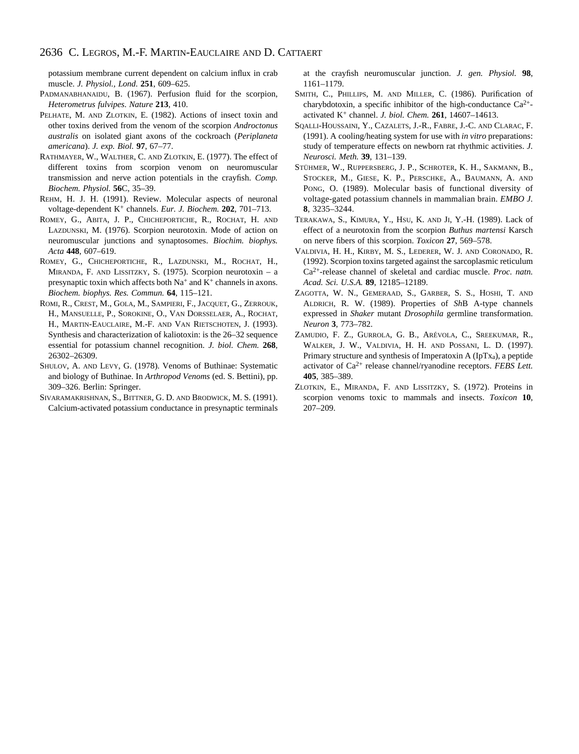potassium membrane current dependent on calcium influx in crab muscle. *J. Physiol., Lond.* **251**, 609–625.

PADMANABHANAIDU, B. (1967). Perfusion fluid for the scorpion, *Heterometrus fulvipes*. *Nature* **213**, 410.

PELHATE, M. AND ZLOTKIN, E. (1982). Actions of insect toxin and other toxins derived from the venom of the scorpion *Androctonus australis* on isolated giant axons of the cockroach (*Periplaneta americana*). *J. exp. Biol.* **97**, 67–77.

RATHMAYER, W., WALTHER, C. AND ZLOTKIN, E. (1977). The effect of different toxins from scorpion venom on neuromuscular transmission and nerve action potentials in the crayfish. *Comp. Biochem. Physiol.* **56**C, 35–39.

REHM, H. J. H. (1991). Review. Molecular aspects of neuronal voltage-dependent $K^+$ channels. *Eur. J. Biochem.* **202**, 701–713.

ROMEY, G., ABITA, J. P., CHICHEPORTICHE, R., ROCHAT, H. AND LAZDUNSKI, M. (1976). Scorpion neurotoxin. Mode of action on neuromuscular junctions and synaptosomes. *Biochim. biophys. Acta* **448**, 607–619.

ROMEY, G., CHICHEPORTICHE, R., LAZDUNSKI, M., ROCHAT, H., MIRANDA, F. AND LISSITZKY, S. (1975). Scorpion neurotoxin – a presynaptic toxin which affects both $Na^+$ and $K^+$ channels in axons. *Biochem. biophys. Res. Commun.* **64**, 115–121.

ROMI, R., CREST, M., GOLA, M., SAMPIERI, F., JACQUET, G., ZERROUK, H., MANSUELLE, P., SOROKINE, O., VAN DORSSELAER, A., ROCHAT, H., MARTIN-EAUCLAIRE, M.-F. AND VAN RIETSCHOTEN, J. (1993). Synthesis and characterization of kaliotoxin: is the 26–32 sequence essential for potassium channel recognition. *J. biol. Chem.* **268**, 26302–26309.

SHULOV, A. AND LEVY, G. (1978). Venoms of Buthinae: Systematic and biology of Buthinae. In *Arthropod Venoms* (ed. S. Bettini), pp. 309–326. Berlin: Springer.

SIVARAMAKRISHNAN, S., BITTNER, G. D. AND BRODWICK, M. S. (1991). Calcium-activated potassium conductance in presynaptic terminals at the crayfish neuromuscular junction. *J. gen. Physiol.* **98**, 1161–1179.

SMITH, C., PHILLIPS, M. AND MILLER, C. (1986). Purification of charybdotoxin, a specific inhibitor of the high-conductance $Ca^{2+}$-activated $K^+$ channel. *J. biol. Chem.* **261**, 14607–14613.

SQALLI-HOUSSAINI, Y., CAZALETS, J.-R., FABRE, J.-C. AND CLARAC, F. (1991). A cooling/heating system for use with *in vitro* preparations: study of temperature effects on newborn rat rhythmic activities. *J. Neurosci. Meth.* **39**, 131–139.

STÜHMER, W., RUPPERSBERG, J. P., SCHROTER, K. H., SAKMANN, B., STOCKER, M., GIESE, K. P., PERSCHKE, A., BAUMANN, A. AND PONG, O. (1989). Molecular basis of functional diversity of voltage-gated potassium channels in mammalian brain. *EMBO J.* **8**, 3235–3244.

TERAKAWA, S., KIMURA, Y., HSU, K. AND JI, Y.-H. (1989). Lack of effect of a neurotoxin from the scorpion *Buthus martensi* Karsch on nerve fibers of this scorpion. *Toxicon* **27**, 569–578.

VALDIVIA, H. H., KIRBY, M. S., LEDERER, W. J. AND CORONADO, R. (1992). Scorpion toxins targeted against the sarcoplasmic reticulum $Ca^{2+}$-release channel of skeletal and cardiac muscle. *Proc. natn. Acad. Sci. U.S.A.* **89**, 12185–12189.

ZAGOTTA, W. N., GEMERAAD, S., GARBER, S. S., HOSHI, T. AND ALDRICH, R. W. (1989). Properties of *Sh*B A-type channels expressed in *Shaker* mutant *Drosophila* germline transformation. *Neuron* **3**, 773–782.

ZAMUDIO, F. Z., GURROLA, G. B., ARÉVOLA, C., SREEKUMAR, R., WALKER, J. W., VALDIVIA, H. H. AND POSSANI, L. D. (1997). Primary structure and synthesis of Imperatoxin A ($IpTx_a$), a peptide activator of $Ca^{2+}$ release channel/ryanodine receptors. *FEBS Lett.* **405**, 385–389.

ZLOTKIN, E., MIRANDA, F. AND LISSITZKY, S. (1972). Proteins in scorpion venoms toxic to mammals and insects. *Toxicon* **10**, 207–209.